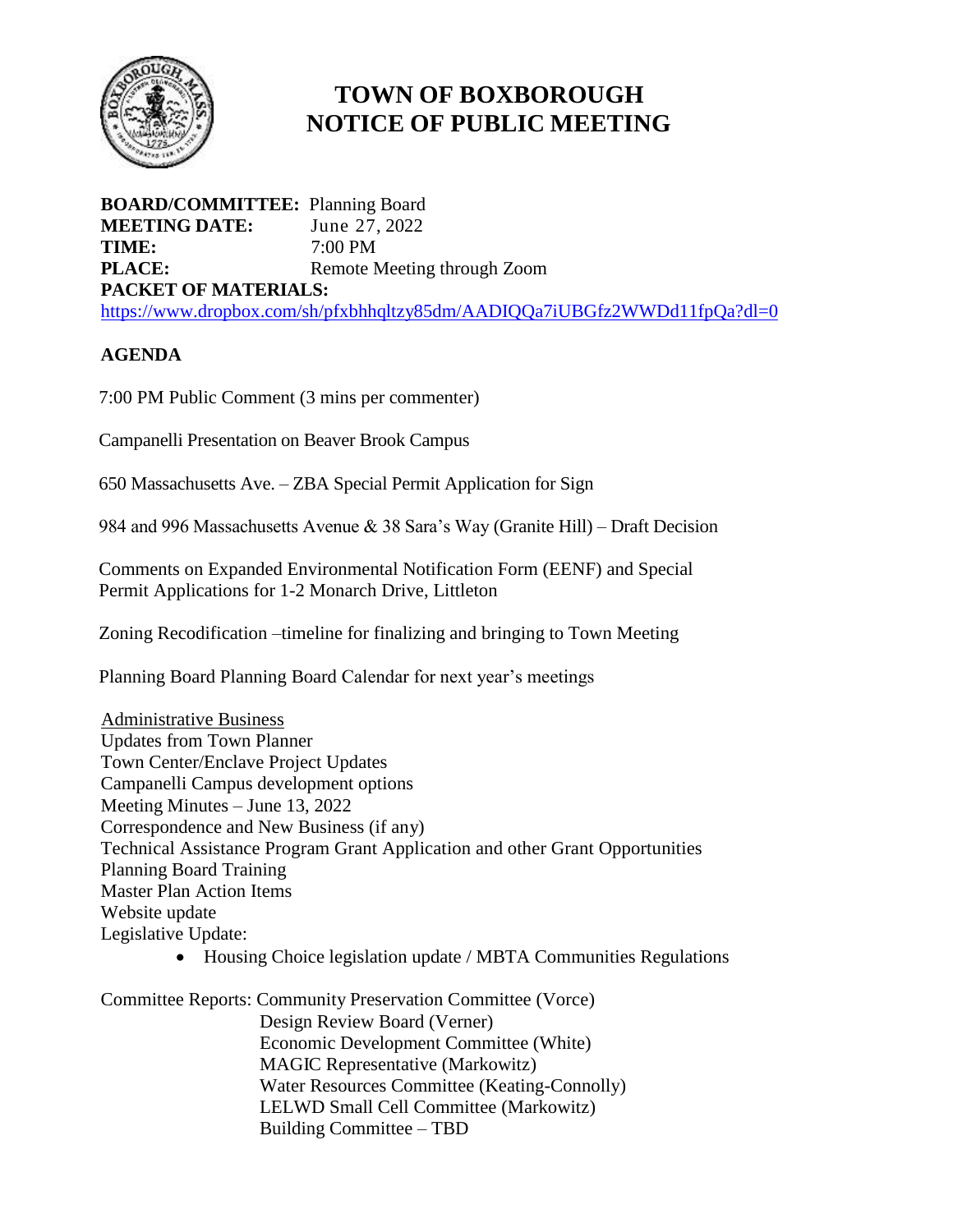# TOWN OF BOXBOROUGH
# NOTICE OF PUBLIC MEETING

**BOARD/COMMITTEE:** Planning Board
**MEETING DATE:** June 27, 2022
**TIME:** 7:00 PM
**PLACE:** Remote Meeting through Zoom
**PACKET OF MATERIALS:**
https://www.dropbox.com/sh/pfxbhhqltzy85dm/AADIQQa7iUBGfz2WWDd11fpQa?dl=0

## AGENDA

7:00 PM Public Comment (3 mins per commenter)

Campanelli Presentation on Beaver Brook Campus

650 Massachusetts Ave. – ZBA Special Permit Application for Sign

984 and 996 Massachusetts Avenue & 38 Sara's Way (Granite Hill) – Draft Decision

Comments on Expanded Environmental Notification Form (EENF) and Special Permit Applications for 1-2 Monarch Drive, Littleton

Zoning Recodification –timeline for finalizing and bringing to Town Meeting

Planning Board Planning Board Calendar for next year's meetings

Administrative Business
Updates from Town Planner
Town Center/Enclave Project Updates
Campanelli Campus development options
Meeting Minutes – June 13, 2022
Correspondence and New Business (if any)
Technical Assistance Program Grant Application and other Grant Opportunities
Planning Board Training
Master Plan Action Items
Website update
Legislative Update:

- Housing Choice legislation update / MBTA Communities Regulations

Committee Reports: Community Preservation Committee (Vorce)
Design Review Board (Verner)
Economic Development Committee (White)
MAGIC Representative (Markowitz)
Water Resources Committee (Keating-Connolly)
LELWD Small Cell Committee (Markowitz)
Building Committee – TBD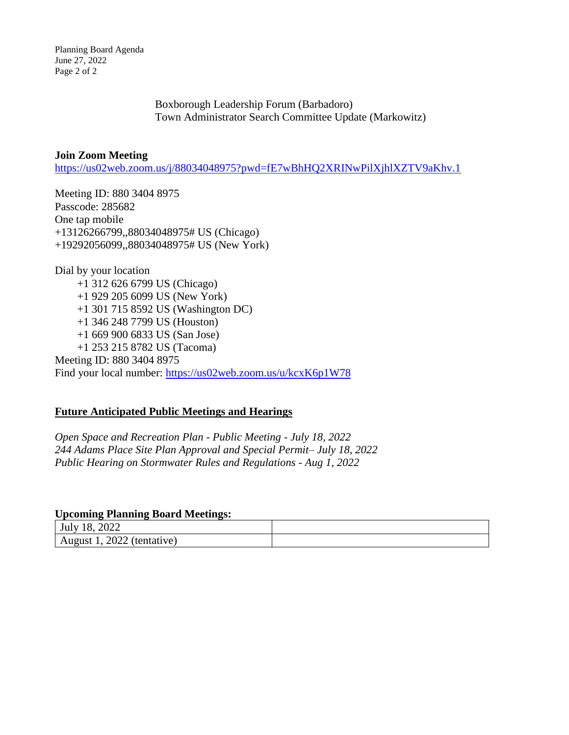Boxborough Leadership Forum (Barbadoro)
Town Administrator Search Committee Update (Markowitz)

**Join Zoom Meeting**
https://us02web.zoom.us/j/88034048975?pwd=fE7wBhHQ2XRINwPilXjhlXZTV9aKhv.1

Meeting ID: 880 3404 8975
Passcode: 285682
One tap mobile
+13126266799,,88034048975# US (Chicago)
+19292056099,,88034048975# US (New York)

Dial by your location
+1 312 626 6799 US (Chicago)
+1 929 205 6099 US (New York)
+1 301 715 8592 US (Washington DC)
+1 346 248 7799 US (Houston)
+1 669 900 6833 US (San Jose)
+1 253 215 8782 US (Tacoma)
Meeting ID: 880 3404 8975
Find your local number: https://us02web.zoom.us/u/kcxK6p1W78

**Future Anticipated Public Meetings and Hearings**

*Open Space and Recreation Plan - Public Meeting - July 18, 2022*
*244 Adams Place Site Plan Approval and Special Permit– July 18, 2022*
*Public Hearing on Stormwater Rules and Regulations - Aug 1, 2022*

**Upcoming Planning Board Meetings:**

| | |
|---|---|
| July 18, 2022 | |
| August 1, 2022 (tentative) | |